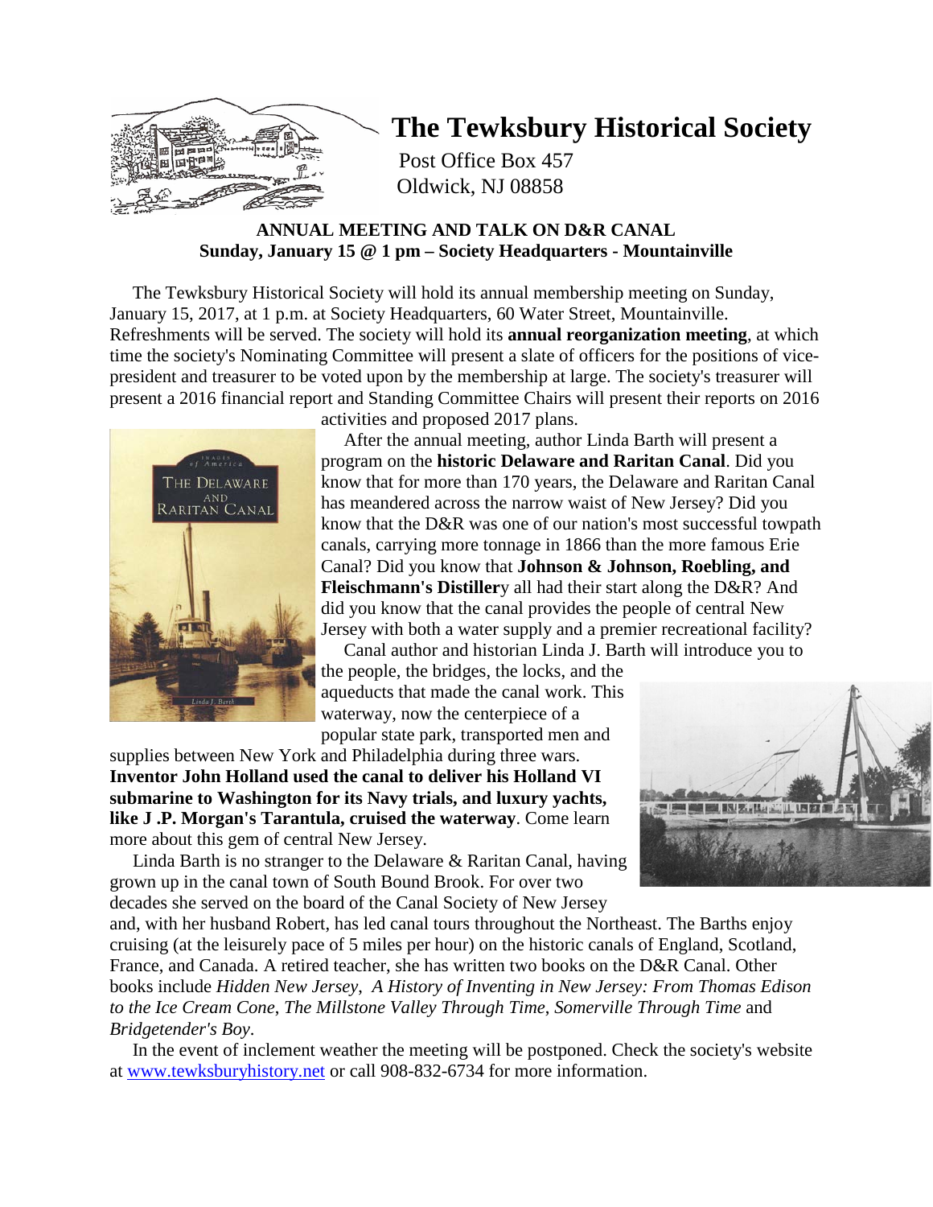# The Tewksbury Historical Society

Post Office Box 457
Oldwick, NJ 08858

**ANNUAL MEETING AND TALK ON D&R CANAL**
**Sunday, January 15 @ 1 pm – Society Headquarters - Mountainville**

The Tewksbury Historical Society will hold its annual membership meeting on Sunday, January 15, 2017, at 1 p.m. at Society Headquarters, 60 Water Street, Mountainville. Refreshments will be served. The society will hold its **annual reorganization meeting**, at which time the society's Nominating Committee will present a slate of officers for the positions of vice-president and treasurer to be voted upon by the membership at large. The society's treasurer will present a 2016 financial report and Standing Committee Chairs will present their reports on 2016 activities and proposed 2017 plans.

After the annual meeting, author Linda Barth will present a program on the **historic Delaware and Raritan Canal**. Did you know that for more than 170 years, the Delaware and Raritan Canal has meandered across the narrow waist of New Jersey? Did you know that the D&R was one of our nation's most successful towpath canals, carrying more tonnage in 1866 than the more famous Erie Canal? Did you know that **Johnson & Johnson, Roebling, and Fleischmann's Distiller**y all had their start along the D&R? And did you know that the canal provides the people of central New Jersey with both a water supply and a premier recreational facility?

Canal author and historian Linda J. Barth will introduce you to the people, the bridges, the locks, and the aqueducts that made the canal work. This waterway, now the centerpiece of a popular state park, transported men and supplies between New York and Philadelphia during three wars. **Inventor John Holland used the canal to deliver his Holland VI submarine to Washington for its Navy trials, and luxury yachts, like J .P. Morgan's Tarantula, cruised the waterway**. Come learn more about this gem of central New Jersey.

Linda Barth is no stranger to the Delaware & Raritan Canal, having grown up in the canal town of South Bound Brook. For over two decades she served on the board of the Canal Society of New Jersey and, with her husband Robert, has led canal tours throughout the Northeast. The Barths enjoy cruising (at the leisurely pace of 5 miles per hour) on the historic canals of England, Scotland, France, and Canada. A retired teacher, she has written two books on the D&R Canal. Other books include *Hidden New Jersey*, *A History of Inventing in New Jersey: From Thomas Edison to the Ice Cream Cone*, *The Millstone Valley Through Time*, *Somerville Through Time* and *Bridgetender's Boy*.

In the event of inclement weather the meeting will be postponed. Check the society's website at www.tewksburyhistory.net or call 908-832-6734 for more information.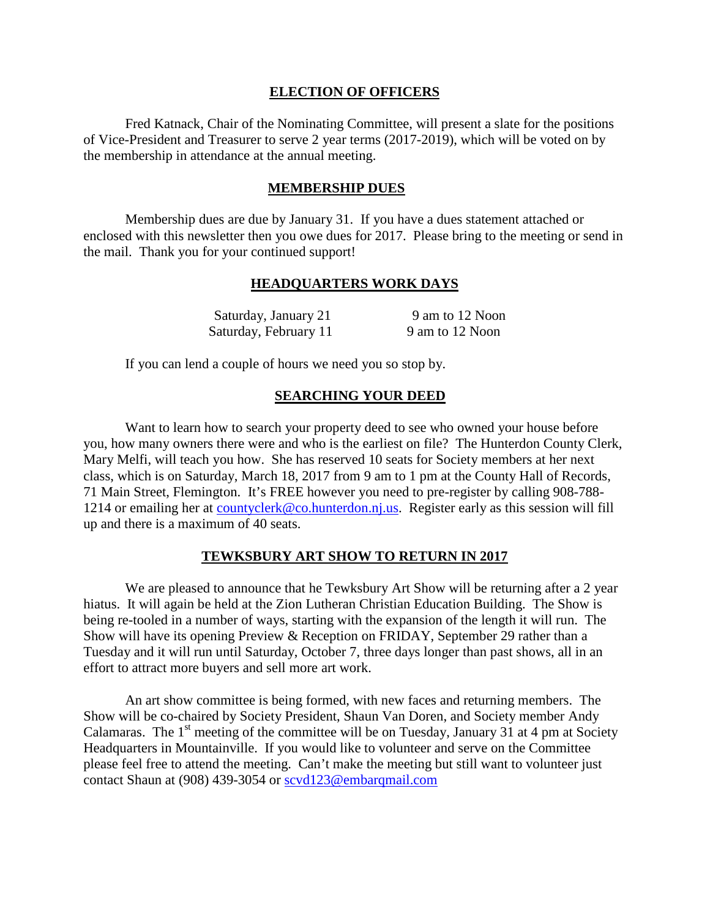## ELECTION OF OFFICERS

Fred Katnack, Chair of the Nominating Committee, will present a slate for the positions of Vice-President and Treasurer to serve 2 year terms (2017-2019), which will be voted on by the membership in attendance at the annual meeting.

## MEMBERSHIP DUES

Membership dues are due by January 31. If you have a dues statement attached or enclosed with this newsletter then you owe dues for 2017. Please bring to the meeting or send in the mail. Thank you for your continued support!

## HEADQUARTERS WORK DAYS

| | |
|---|---|
| Saturday, January 21 | 9 am to 12 Noon |
| Saturday, February 11 | 9 am to 12 Noon |

If you can lend a couple of hours we need you so stop by.

## SEARCHING YOUR DEED

Want to learn how to search your property deed to see who owned your house before you, how many owners there were and who is the earliest on file? The Hunterdon County Clerk, Mary Melfi, will teach you how. She has reserved 10 seats for Society members at her next class, which is on Saturday, March 18, 2017 from 9 am to 1 pm at the County Hall of Records, 71 Main Street, Flemington. It's FREE however you need to pre-register by calling 908-788-1214 or emailing her at countyclerk@co.hunterdon.nj.us. Register early as this session will fill up and there is a maximum of 40 seats.

## TEWKSBURY ART SHOW TO RETURN IN 2017

We are pleased to announce that he Tewksbury Art Show will be returning after a 2 year hiatus. It will again be held at the Zion Lutheran Christian Education Building. The Show is being re-tooled in a number of ways, starting with the expansion of the length it will run. The Show will have its opening Preview & Reception on FRIDAY, September 29 rather than a Tuesday and it will run until Saturday, October 7, three days longer than past shows, all in an effort to attract more buyers and sell more art work.

An art show committee is being formed, with new faces and returning members. The Show will be co-chaired by Society President, Shaun Van Doren, and Society member Andy Calamaras. The 1st meeting of the committee will be on Tuesday, January 31 at 4 pm at Society Headquarters in Mountainville. If you would like to volunteer and serve on the Committee please feel free to attend the meeting. Can't make the meeting but still want to volunteer just contact Shaun at (908) 439-3054 or scvd123@embarqmail.com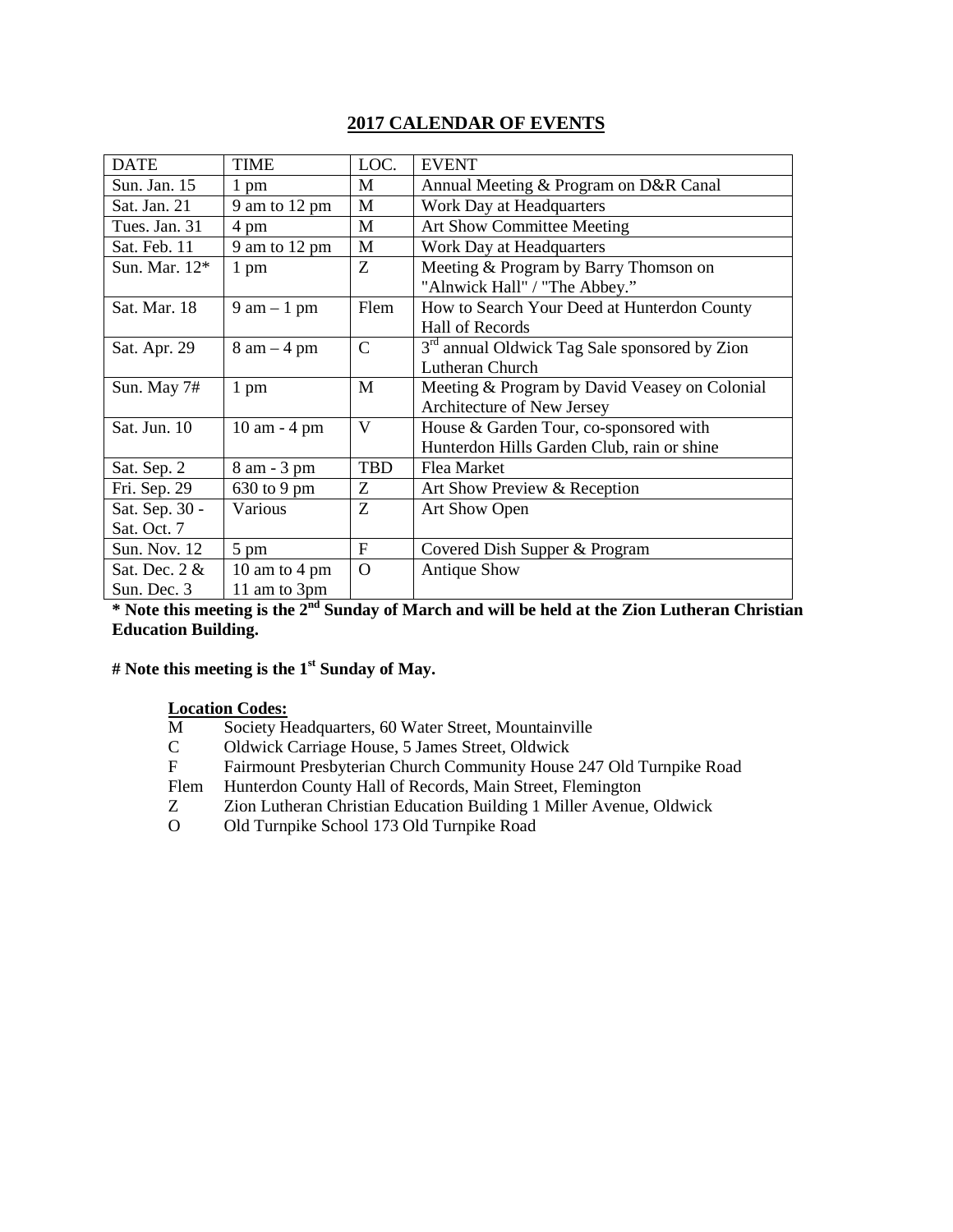## 2017 CALENDAR OF EVENTS

| DATE | TIME | LOC. | EVENT |
|---|---|---|---|
| Sun. Jan. 15 | 1 pm | M | Annual Meeting & Program on D&R Canal |
| Sat. Jan. 21 | 9 am to 12 pm | M | Work Day at Headquarters |
| Tues. Jan. 31 | 4 pm | M | Art Show Committee Meeting |
| Sat. Feb. 11 | 9 am to 12 pm | M | Work Day at Headquarters |
| Sun. Mar. 12* | 1 pm | Z | Meeting & Program by Barry Thomson on "Alnwick Hall" / "The Abbey." |
| Sat. Mar. 18 | 9 am – 1 pm | Flem | How to Search Your Deed at Hunterdon County Hall of Records |
| Sat. Apr. 29 | 8 am – 4 pm | C | 3rd annual Oldwick Tag Sale sponsored by Zion Lutheran Church |
| Sun. May 7# | 1 pm | M | Meeting & Program by David Veasey on Colonial Architecture of New Jersey |
| Sat. Jun. 10 | 10 am - 4 pm | V | House & Garden Tour, co-sponsored with Hunterdon Hills Garden Club, rain or shine |
| Sat. Sep. 2 | 8 am - 3 pm | TBD | Flea Market |
| Fri. Sep. 29 | 630 to 9 pm | Z | Art Show Preview & Reception |
| Sat. Sep. 30 - Sat. Oct. 7 | Various | Z | Art Show Open |
| Sun. Nov. 12 | 5 pm | F | Covered Dish Supper & Program |
| Sat. Dec. 2 & Sun. Dec. 3 | 10 am to 4 pm 11 am to 3pm | O | Antique Show |

**\* Note this meeting is the 2nd Sunday of March and will be held at the Zion Lutheran Christian Education Building.**

**# Note this meeting is the 1st Sunday of May.**

**Location Codes:**

- M Society Headquarters, 60 Water Street, Mountainville
- C Oldwick Carriage House, 5 James Street, Oldwick
- F Fairmount Presbyterian Church Community House 247 Old Turnpike Road
- Flem Hunterdon County Hall of Records, Main Street, Flemington
- Z Zion Lutheran Christian Education Building 1 Miller Avenue, Oldwick
- O Old Turnpike School 173 Old Turnpike Road